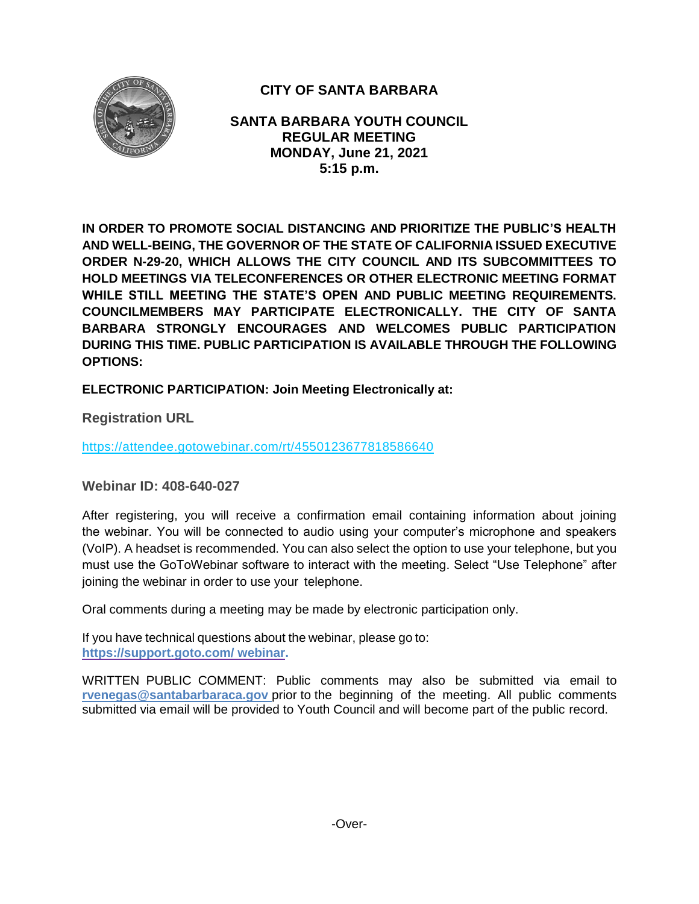# CITY OF SANTA BARBARA

## SANTA BARBARA YOUTH COUNCIL
## REGULAR MEETING
## MONDAY, June 21, 2021
## 5:15 p.m.

**IN ORDER TO PROMOTE SOCIAL DISTANCING AND PRIORITIZE THE PUBLIC'S HEALTH AND WELL-BEING, THE GOVERNOR OF THE STATE OF CALIFORNIA ISSUED EXECUTIVE ORDER N-29-20, WHICH ALLOWS THE CITY COUNCIL AND ITS SUBCOMMITTEES TO HOLD MEETINGS VIA TELECONFERENCES OR OTHER ELECTRONIC MEETING FORMAT WHILE STILL MEETING THE STATE'S OPEN AND PUBLIC MEETING REQUIREMENTS. COUNCILMEMBERS MAY PARTICIPATE ELECTRONICALLY. THE CITY OF SANTA BARBARA STRONGLY ENCOURAGES AND WELCOMES PUBLIC PARTICIPATION DURING THIS TIME. PUBLIC PARTICIPATION IS AVAILABLE THROUGH THE FOLLOWING OPTIONS:**

**ELECTRONIC PARTICIPATION: Join Meeting Electronically at:**

**Registration URL**

https://attendee.gotowebinar.com/rt/4550123677818586640

**Webinar ID: 408-640-027**

After registering, you will receive a confirmation email containing information about joining the webinar. You will be connected to audio using your computer's microphone and speakers (VoIP). A headset is recommended. You can also select the option to use your telephone, but you must use the GoToWebinar software to interact with the meeting. Select "Use Telephone" after joining the webinar in order to use your telephone.

Oral comments during a meeting may be made by electronic participation only.

If you have technical questions about the webinar, please go to:
**https://support.goto.com/ webinar.**

WRITTEN PUBLIC COMMENT: Public comments may also be submitted via email to **rvenegas@santabarbaraca.gov** prior to the beginning of the meeting. All public comments submitted via email will be provided to Youth Council and will become part of the public record.

-Over-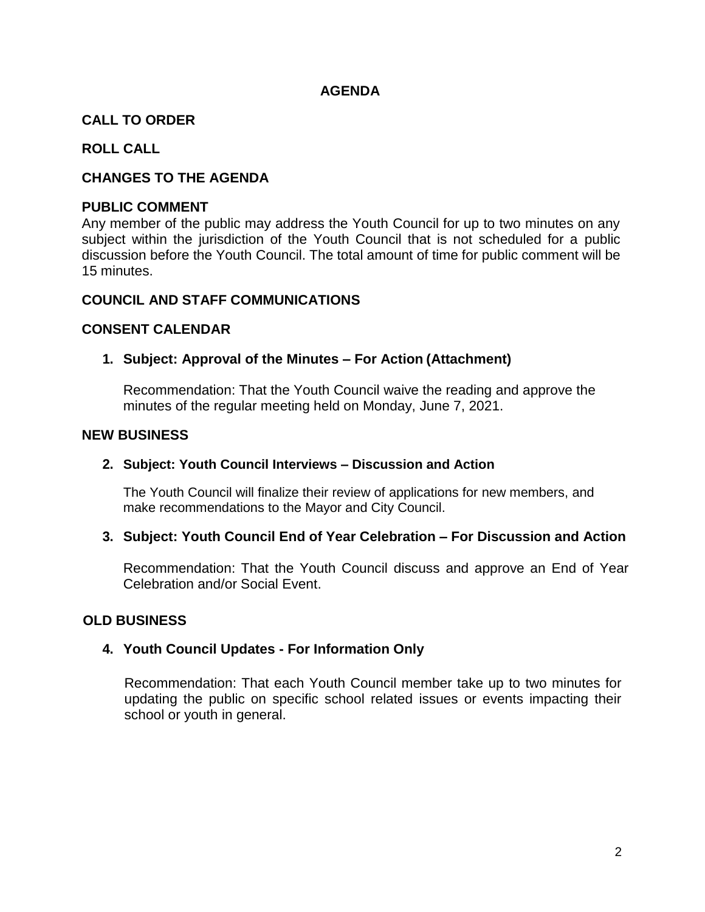# AGENDA

## CALL TO ORDER

## ROLL CALL

## CHANGES TO THE AGENDA

## PUBLIC COMMENT

Any member of the public may address the Youth Council for up to two minutes on any subject within the jurisdiction of the Youth Council that is not scheduled for a public discussion before the Youth Council. The total amount of time for public comment will be 15 minutes.

## COUNCIL AND STAFF COMMUNICATIONS

## CONSENT CALENDAR

**1. Subject: Approval of the Minutes – For Action (Attachment)**

Recommendation: That the Youth Council waive the reading and approve the minutes of the regular meeting held on Monday, June 7, 2021.

## NEW BUSINESS

**2. Subject: Youth Council Interviews – Discussion and Action**

The Youth Council will finalize their review of applications for new members, and make recommendations to the Mayor and City Council.

**3. Subject: Youth Council End of Year Celebration – For Discussion and Action**

Recommendation: That the Youth Council discuss and approve an End of Year Celebration and/or Social Event.

## OLD BUSINESS

**4. Youth Council Updates - For Information Only**

Recommendation: That each Youth Council member take up to two minutes for updating the public on specific school related issues or events impacting their school or youth in general.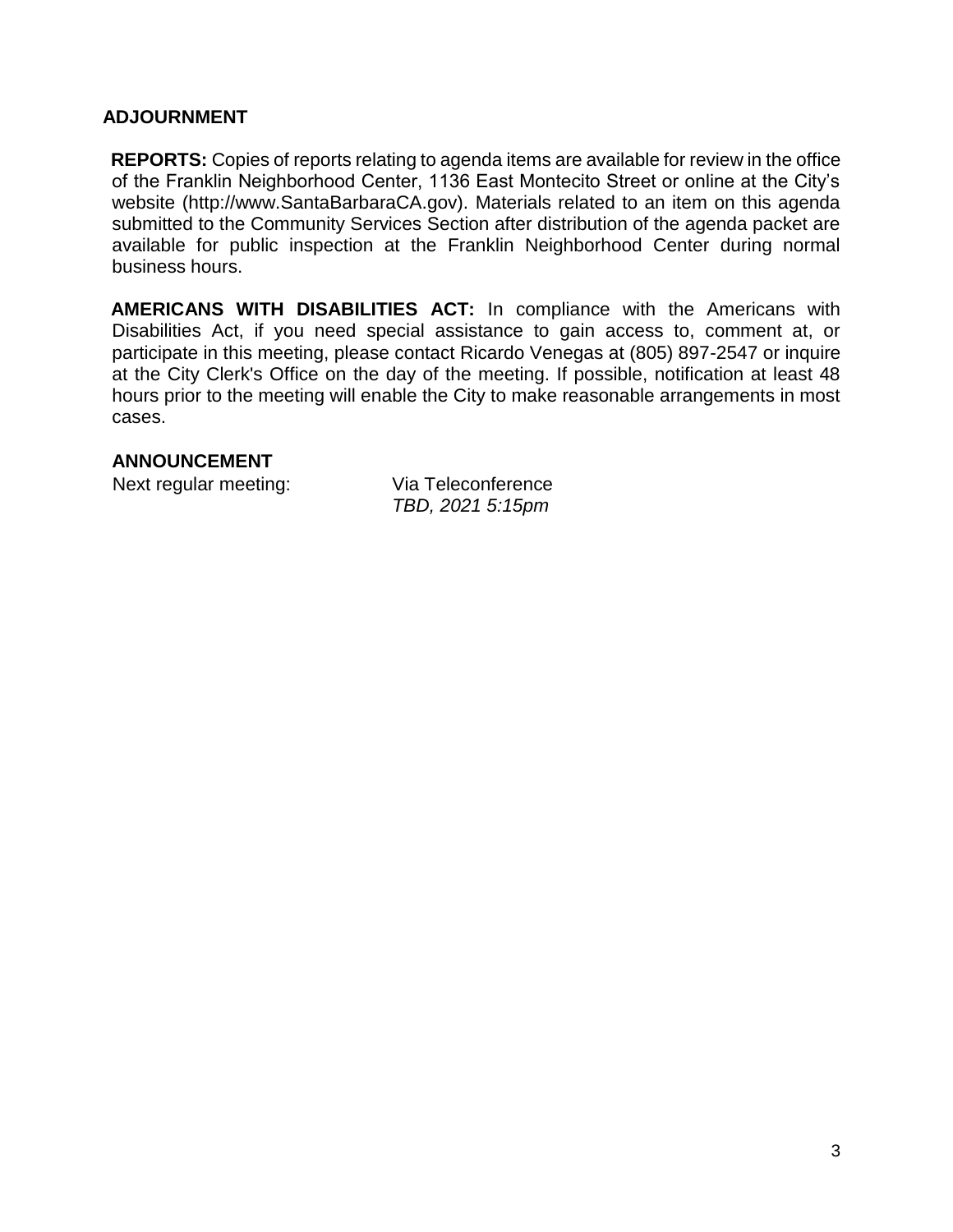## ADJOURNMENT

**REPORTS:** Copies of reports relating to agenda items are available for review in the office of the Franklin Neighborhood Center, 1136 East Montecito Street or online at the City's website (http://www.SantaBarbaraCA.gov). Materials related to an item on this agenda submitted to the Community Services Section after distribution of the agenda packet are available for public inspection at the Franklin Neighborhood Center during normal business hours.

**AMERICANS WITH DISABILITIES ACT:** In compliance with the Americans with Disabilities Act, if you need special assistance to gain access to, comment at, or participate in this meeting, please contact Ricardo Venegas at (805) 897-2547 or inquire at the City Clerk's Office on the day of the meeting. If possible, notification at least 48 hours prior to the meeting will enable the City to make reasonable arrangements in most cases.

## ANNOUNCEMENT

Next regular meeting: Via Teleconference
*TBD, 2021 5:15pm*